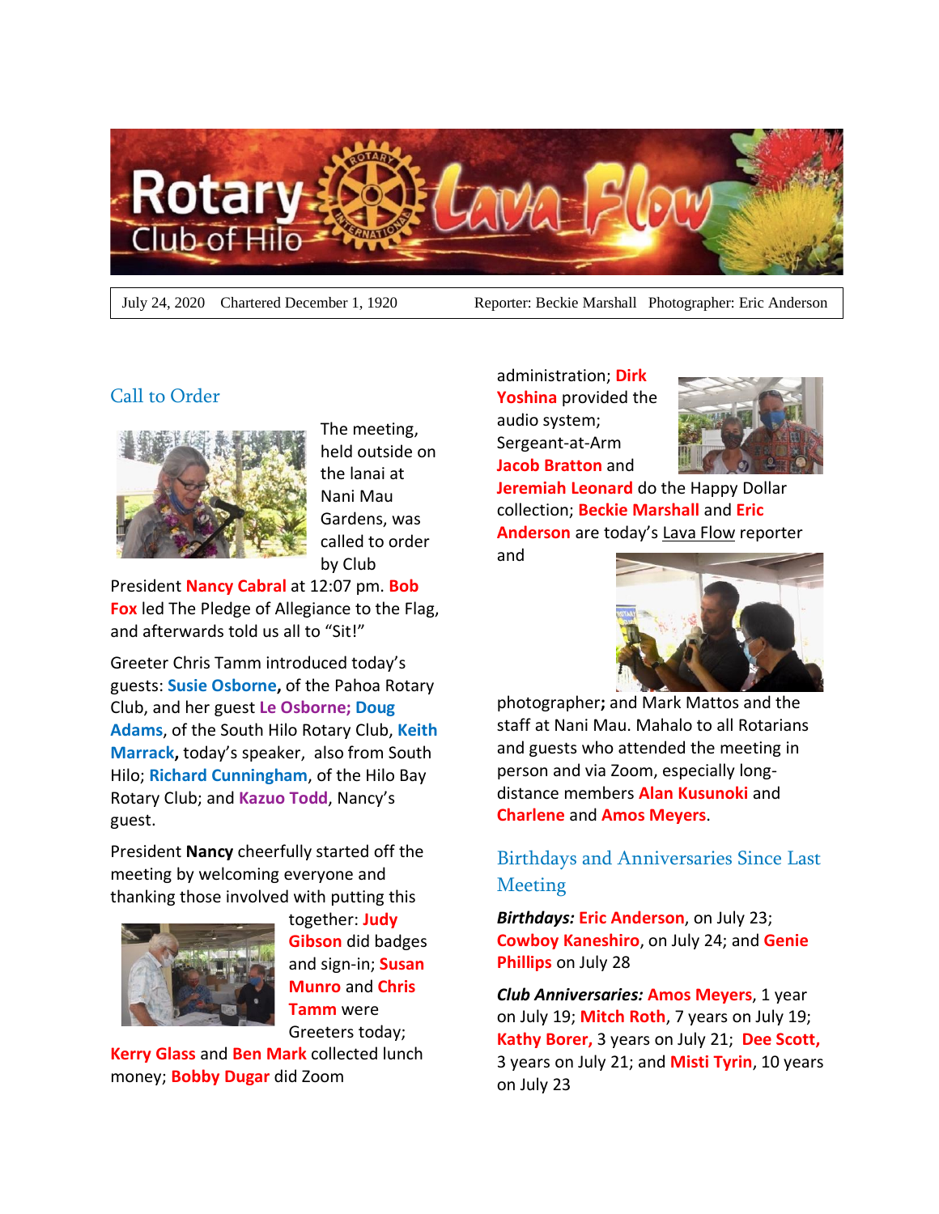# Rotary Club of Hilo Lava Flow

July 24, 2020 Chartered December 1, 1920 Reporter: Beckie Marshall Photographer: Eric Anderson

## Call to Order

The meeting, held outside on the lanai at Nani Mau Gardens, was called to order by Club President **Nancy Cabral** at 12:07 pm. **Bob Fox** led The Pledge of Allegiance to the Flag, and afterwards told us all to "Sit!"

Greeter Chris Tamm introduced today's guests: **Susie Osborne,** of the Pahoa Rotary Club, and her guest **Le Osborne; Doug Adams**, of the South Hilo Rotary Club, **Keith Marrack,** today's speaker, also from South Hilo; **Richard Cunningham**, of the Hilo Bay Rotary Club; and **Kazuo Todd**, Nancy's guest.

President **Nancy** cheerfully started off the meeting by welcoming everyone and thanking those involved with putting this together: **Judy Gibson** did badges and sign-in; **Susan Munro** and **Chris Tamm** were Greeters today; **Kerry Glass** and **Ben Mark** collected lunch money; **Bobby Dugar** did Zoom administration; **Dirk Yoshina** provided the audio system; Sergeant-at-Arm **Jacob Bratton** and **Jeremiah Leonard** do the Happy Dollar collection; **Beckie Marshall** and **Eric Anderson** are today's Lava Flow reporter and photographer**;** and Mark Mattos and the staff at Nani Mau. Mahalo to all Rotarians and guests who attended the meeting in person and via Zoom, especially long-distance members **Alan Kusunoki** and **Charlene** and **Amos Meyers**.

## Birthdays and Anniversaries Since Last Meeting

***Birthdays:*** **Eric Anderson**, on July 23; **Cowboy Kaneshiro**, on July 24; and **Genie Phillips** on July 28

***Club Anniversaries:*** **Amos Meyers**, 1 year on July 19; **Mitch Roth**, 7 years on July 19; **Kathy Borer,** 3 years on July 21; **Dee Scott,** 3 years on July 21; and **Misti Tyrin**, 10 years on July 23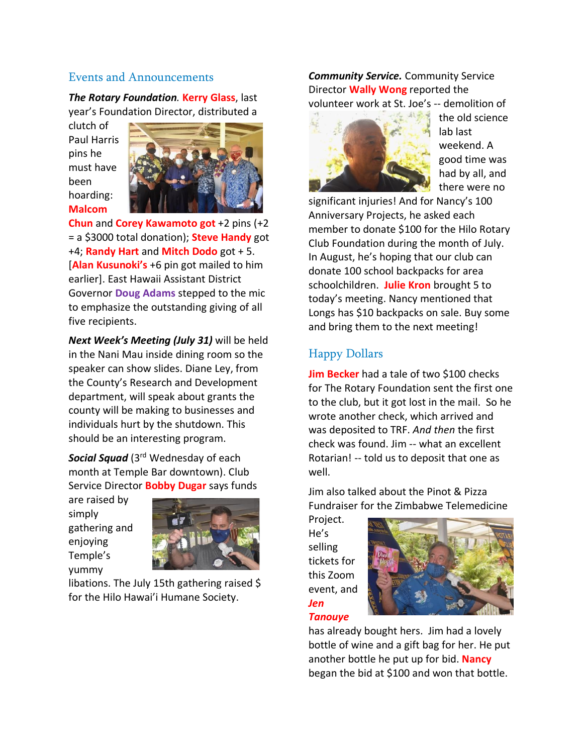## Events and Announcements

***The Rotary Foundation.*** **Kerry Glass**, last year's Foundation Director, distributed a clutch of Paul Harris pins he must have been hoarding: **Malcom Chun** and **Corey Kawamoto got** +2 pins (+2 = a $3000 total donation); **Steve Handy** got +4; **Randy Hart** and **Mitch Dodo** got + 5. [**Alan Kusunoki's** +6 pin got mailed to him earlier]. East Hawaii Assistant District Governor **Doug Adams** stepped to the mic to emphasize the outstanding giving of all five recipients.

***Next Week's Meeting (July 31)*** will be held in the Nani Mau inside dining room so the speaker can show slides. Diane Ley, from the County's Research and Development department, will speak about grants the county will be making to businesses and individuals hurt by the shutdown. This should be an interesting program.

***Social Squad*** (3rd Wednesday of each month at Temple Bar downtown). Club Service Director **Bobby Dugar** says funds are raised by simply gathering and enjoying Temple's yummy libations. The July 15th gathering raised $ for the Hilo Hawai'i Humane Society.

***Community Service.*** Community Service Director **Wally Wong** reported the volunteer work at St. Joe's -- demolition of the old science lab last weekend. A good time was had by all, and there were no significant injuries! And for Nancy's 100 Anniversary Projects, he asked each member to donate $100 for the Hilo Rotary Club Foundation during the month of July. In August, he's hoping that our club can donate 100 school backpacks for area schoolchildren. **Julie Kron** brought 5 to today's meeting. Nancy mentioned that Longs has $10 backpacks on sale. Buy some and bring them to the next meeting!

## Happy Dollars

**Jim Becker** had a tale of two $100 checks for The Rotary Foundation sent the first one to the club, but it got lost in the mail. So he wrote another check, which arrived and was deposited to TRF. *And then* the first check was found. Jim -- what an excellent Rotarian! -- told us to deposit that one as well.

Jim also talked about the Pinot & Pizza Fundraiser for the Zimbabwe Telemedicine Project. He's selling tickets for this Zoom event, and ***Jen Tanouye*** has already bought hers. Jim had a lovely bottle of wine and a gift bag for her. He put another bottle he put up for bid. **Nancy** began the bid at $100 and won that bottle.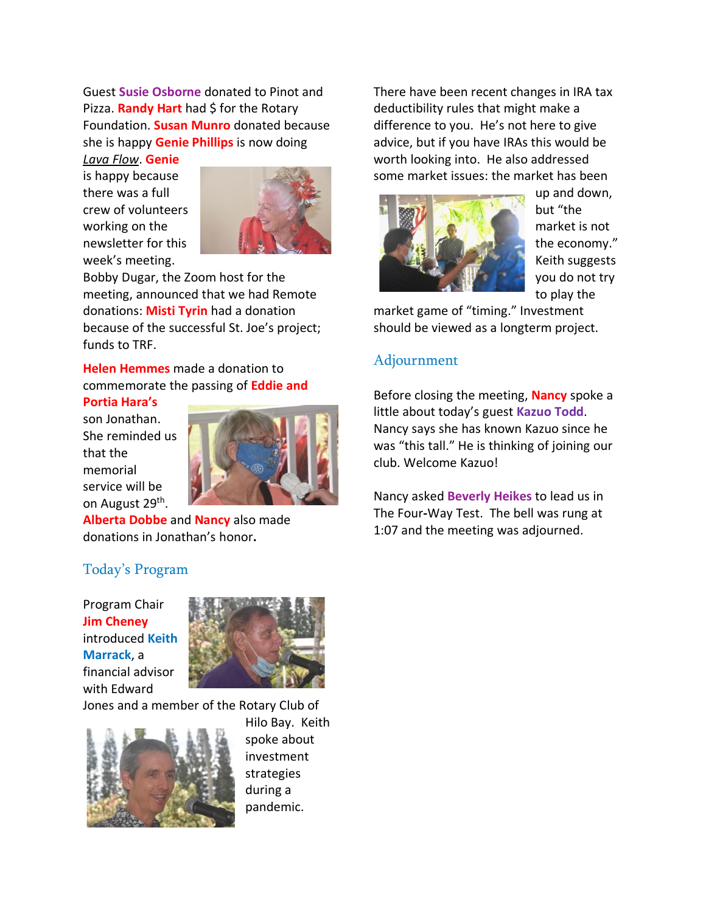Guest **Susie Osborne** donated to Pinot and Pizza. **Randy Hart** had $ for the Rotary Foundation. **Susan Munro** donated because she is happy **Genie Phillips** is now doing *Lava Flow*. **Genie** is happy because there was a full crew of volunteers working on the newsletter for this week's meeting.

Bobby Dugar, the Zoom host for the meeting, announced that we had Remote donations: **Misti Tyrin** had a donation because of the successful St. Joe's project; funds to TRF.

**Helen Hemmes** made a donation to commemorate the passing of **Eddie and Portia Hara's** son Jonathan. She reminded us that the memorial service will be on August 29th. **Alberta Dobbe** and **Nancy** also made donations in Jonathan's honor**.**

## Today's Program

Program Chair **Jim Cheney** introduced **Keith Marrack**, a financial advisor with Edward Jones and a member of the Rotary Club of Hilo Bay. Keith spoke about investment strategies during a pandemic.

There have been recent changes in IRA tax deductibility rules that might make a difference to you. He's not here to give advice, but if you have IRAs this would be worth looking into. He also addressed some market issues: the market has been up and down, but "the market is not the economy." Keith suggests you do not try to play the market game of "timing." Investment should be viewed as a longterm project.

## Adjournment

Before closing the meeting, **Nancy** spoke a little about today's guest **Kazuo Todd**. Nancy says she has known Kazuo since he was "this tall." He is thinking of joining our club. Welcome Kazuo!

Nancy asked **Beverly Heikes** to lead us in The Four-Way Test. The bell was rung at 1:07 and the meeting was adjourned.